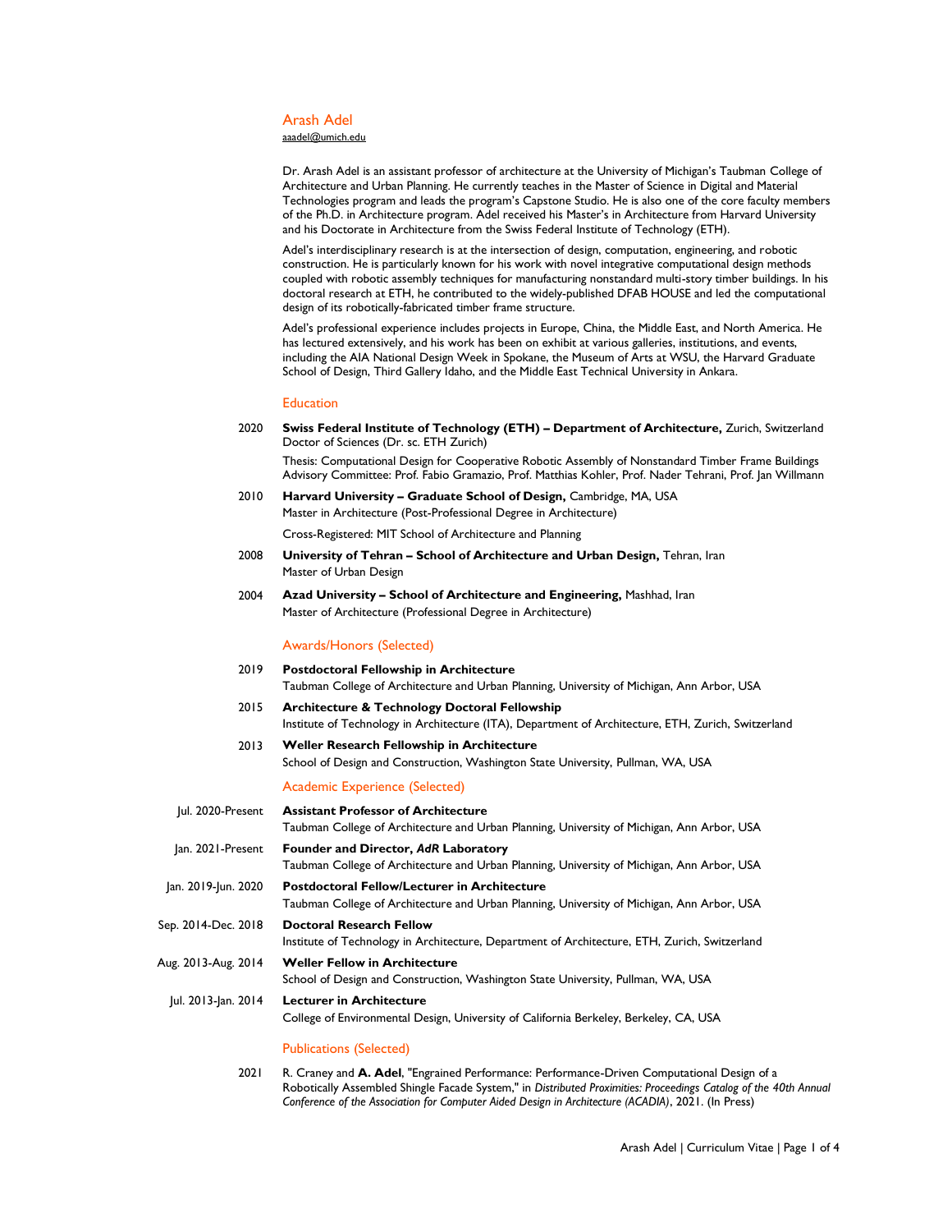# Arash Adel

aaadel@umich.edu

Dr. Arash Adel is an assistant professor of architecture at the University of Michigan's Taubman College of Architecture and Urban Planning. He currently teaches in the Master of Science in Digital and Material Technologies program and leads the program's Capstone Studio. He is also one of the core faculty members of the Ph.D. in Architecture program. Adel received his Master's in Architecture from Harvard University and his Doctorate in Architecture from the Swiss Federal Institute of Technology (ETH).

Adel's interdisciplinary research is at the intersection of design, computation, engineering, and robotic construction. He is particularly known for his work with novel integrative computational design methods coupled with robotic assembly techniques for manufacturing nonstandard multi-story timber buildings. In his doctoral research at ETH, he contributed to the widely-published DFAB HOUSE and led the computational design of its robotically-fabricated timber frame structure.

Adel's professional experience includes projects in Europe, China, the Middle East, and North America. He has lectured extensively, and his work has been on exhibit at various galleries, institutions, and events, including the AIA National Design Week in Spokane, the Museum of Arts at WSU, the Harvard Graduate School of Design, Third Gallery Idaho, and the Middle East Technical University in Ankara.

## Education

2020 **Swiss Federal Institute of Technology (ETH) – Department of Architecture,** Zurich, Switzerland
Doctor of Sciences (Dr. sc. ETH Zurich)
Thesis: Computational Design for Cooperative Robotic Assembly of Nonstandard Timber Frame Buildings
Advisory Committee: Prof. Fabio Gramazio, Prof. Matthias Kohler, Prof. Nader Tehrani, Prof. Jan Willmann

2010 **Harvard University – Graduate School of Design,** Cambridge, MA, USA
Master in Architecture (Post-Professional Degree in Architecture)
Cross-Registered: MIT School of Architecture and Planning

2008 **University of Tehran – School of Architecture and Urban Design,** Tehran, Iran
Master of Urban Design

2004 **Azad University – School of Architecture and Engineering,** Mashhad, Iran
Master of Architecture (Professional Degree in Architecture)

## Awards/Honors (Selected)

2019 **Postdoctoral Fellowship in Architecture**
Taubman College of Architecture and Urban Planning, University of Michigan, Ann Arbor, USA

2015 **Architecture & Technology Doctoral Fellowship**
Institute of Technology in Architecture (ITA), Department of Architecture, ETH, Zurich, Switzerland

2013 **Weller Research Fellowship in Architecture**
School of Design and Construction, Washington State University, Pullman, WA, USA

## Academic Experience (Selected)

Jul. 2020-Present **Assistant Professor of Architecture**
Taubman College of Architecture and Urban Planning, University of Michigan, Ann Arbor, USA

Jan. 2021-Present **Founder and Director, *AdR* Laboratory**
Taubman College of Architecture and Urban Planning, University of Michigan, Ann Arbor, USA

Jan. 2019-Jun. 2020 **Postdoctoral Fellow/Lecturer in Architecture**
Taubman College of Architecture and Urban Planning, University of Michigan, Ann Arbor, USA

Sep. 2014-Dec. 2018 **Doctoral Research Fellow**
Institute of Technology in Architecture, Department of Architecture, ETH, Zurich, Switzerland

Aug. 2013-Aug. 2014 **Weller Fellow in Architecture**
School of Design and Construction, Washington State University, Pullman, WA, USA

Jul. 2013-Jan. 2014 **Lecturer in Architecture**
College of Environmental Design, University of California Berkeley, Berkeley, CA, USA

## Publications (Selected)

2021 R. Craney and **A. Adel**, "Engrained Performance: Performance-Driven Computational Design of a Robotically Assembled Shingle Facade System," in *Distributed Proximities: Proceedings Catalog of the 40th Annual Conference of the Association for Computer Aided Design in Architecture (ACADIA)*, 2021. (In Press)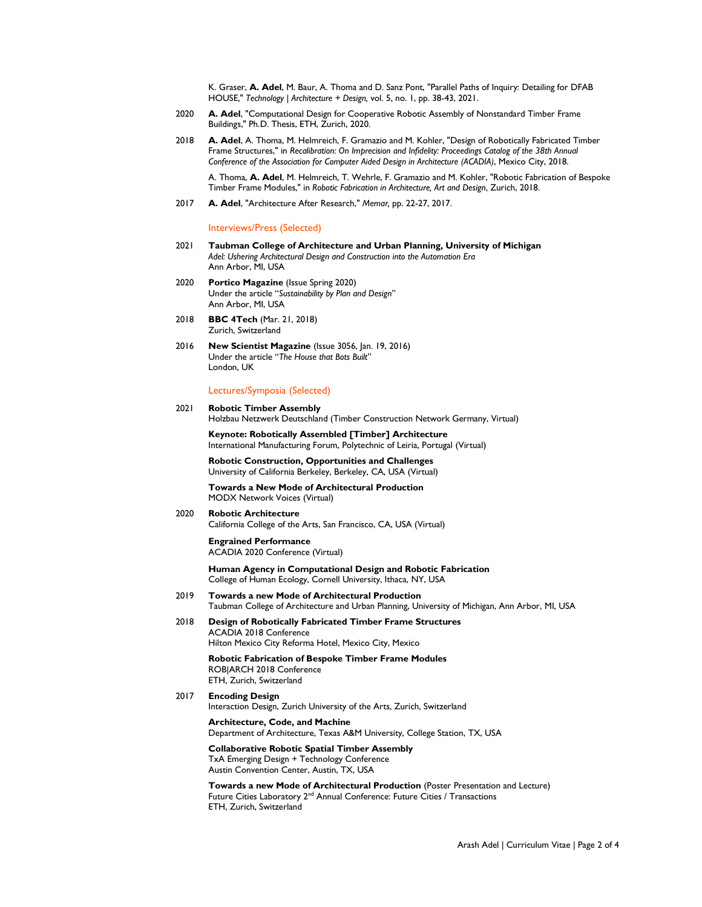K. Graser, **A. Adel**, M. Baur, A. Thoma and D. Sanz Pont, "Parallel Paths of Inquiry: Detailing for DFAB HOUSE," *Technology | Architecture + Design,* vol. 5, no. 1, pp. 38-43, 2021.

2020 **A. Adel**, "Computational Design for Cooperative Robotic Assembly of Nonstandard Timber Frame Buildings," Ph.D. Thesis, ETH, Zurich, 2020.

2018 **A. Adel**, A. Thoma, M. Helmreich, F. Gramazio and M. Kohler, "Design of Robotically Fabricated Timber Frame Structures," in *Recalibration: On Imprecision and Infidelity: Proceedings Catalog of the 38th Annual Conference of the Association for Computer Aided Design in Architecture (ACADIA)*, Mexico City, 2018.

A. Thoma, **A. Adel**, M. Helmreich, T. Wehrle, F. Gramazio and M. Kohler, "Robotic Fabrication of Bespoke Timber Frame Modules," in *Robotic Fabrication in Architecture, Art and Design*, Zurich, 2018.

2017 **A. Adel**, "Architecture After Research," *Memar,* pp. 22-27, 2017.

## Interviews/Press (Selected)

2021 **Taubman College of Architecture and Urban Planning, University of Michigan**
*Adel: Ushering Architectural Design and Construction into the Automation Era*
Ann Arbor, MI, USA

2020 **Portico Magazine** (Issue Spring 2020)
Under the article "*Sustainability by Plan and Design*"
Ann Arbor, MI, USA

2018 **BBC 4Tech** (Mar. 21, 2018)
Zurich, Switzerland

2016 **New Scientist Magazine** (Issue 3056, Jan. 19, 2016)
Under the article "*The House that Bots Built*"
London, UK

## Lectures/Symposia (Selected)

2021 **Robotic Timber Assembly**
Holzbau Netzwerk Deutschland (Timber Construction Network Germany, Virtual)

**Keynote: Robotically Assembled [Timber] Architecture**
International Manufacturing Forum, Polytechnic of Leiria, Portugal (Virtual)

**Robotic Construction, Opportunities and Challenges**
University of California Berkeley, Berkeley, CA, USA (Virtual)

**Towards a New Mode of Architectural Production**
MODX Network Voices (Virtual)

2020 **Robotic Architecture**
California College of the Arts, San Francisco, CA, USA (Virtual)

**Engrained Performance**
ACADIA 2020 Conference (Virtual)

**Human Agency in Computational Design and Robotic Fabrication**
College of Human Ecology, Cornell University, Ithaca, NY, USA

2019 **Towards a new Mode of Architectural Production**
Taubman College of Architecture and Urban Planning, University of Michigan, Ann Arbor, MI, USA

2018 **Design of Robotically Fabricated Timber Frame Structures**
ACADIA 2018 Conference
Hilton Mexico City Reforma Hotel, Mexico City, Mexico

**Robotic Fabrication of Bespoke Timber Frame Modules**
ROB|ARCH 2018 Conference
ETH, Zurich, Switzerland

2017 **Encoding Design**
Interaction Design, Zurich University of the Arts, Zurich, Switzerland

**Architecture, Code, and Machine**
Department of Architecture, Texas A&M University, College Station, TX, USA

**Collaborative Robotic Spatial Timber Assembly**
TxA Emerging Design + Technology Conference
Austin Convention Center, Austin, TX, USA

**Towards a new Mode of Architectural Production** (Poster Presentation and Lecture)
Future Cities Laboratory 2nd Annual Conference: Future Cities / Transactions
ETH, Zurich, Switzerland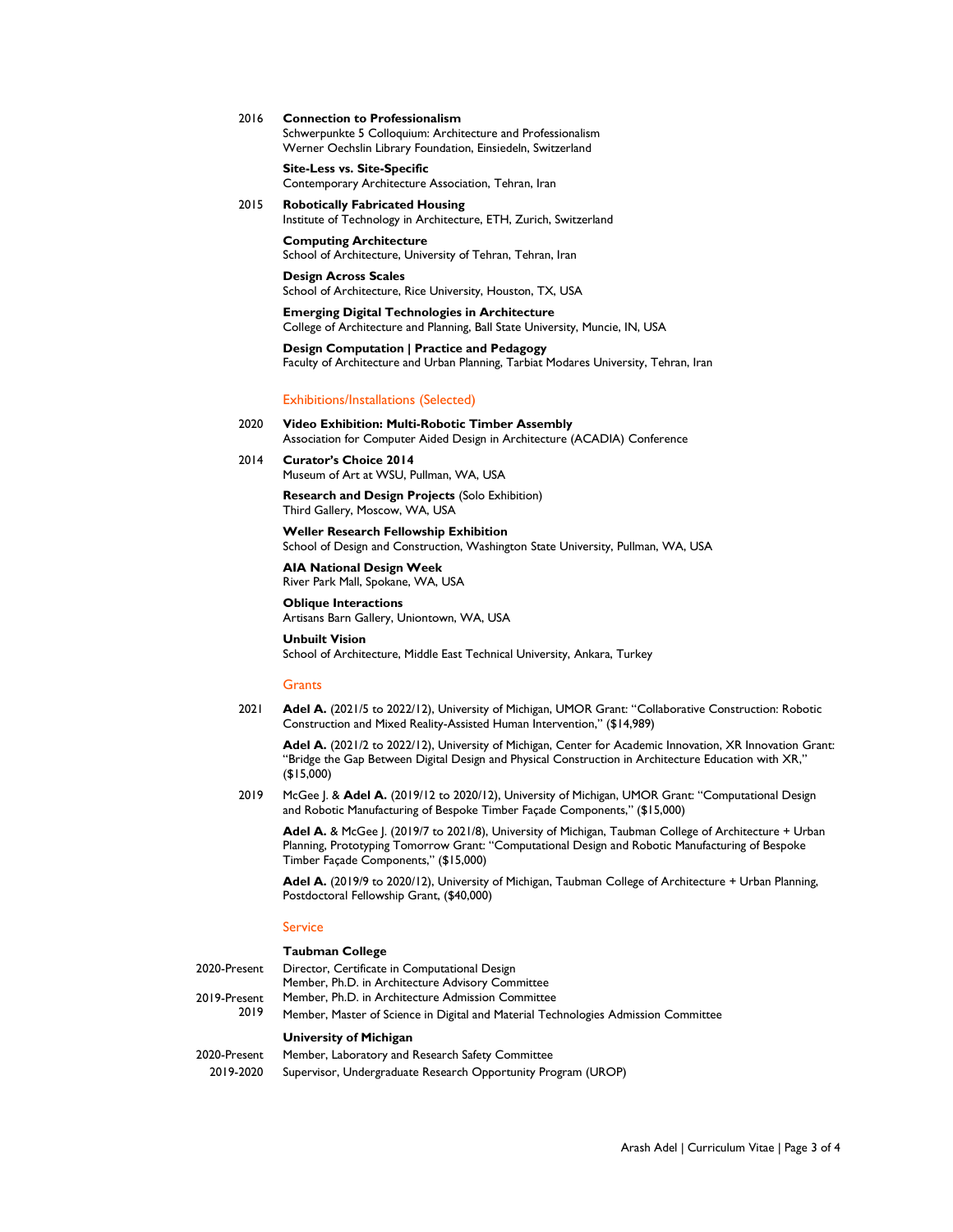2016 **Connection to Professionalism**
Schwerpunkte 5 Colloquium: Architecture and Professionalism
Werner Oechslin Library Foundation, Einsiedeln, Switzerland

**Site-Less vs. Site-Specific**
Contemporary Architecture Association, Tehran, Iran

2015 **Robotically Fabricated Housing**
Institute of Technology in Architecture, ETH, Zurich, Switzerland

**Computing Architecture**
School of Architecture, University of Tehran, Tehran, Iran

**Design Across Scales**
School of Architecture, Rice University, Houston, TX, USA

**Emerging Digital Technologies in Architecture**
College of Architecture and Planning, Ball State University, Muncie, IN, USA

**Design Computation | Practice and Pedagogy**
Faculty of Architecture and Urban Planning, Tarbiat Modares University, Tehran, Iran

## Exhibitions/Installations (Selected)

2020 **Video Exhibition: Multi-Robotic Timber Assembly**
Association for Computer Aided Design in Architecture (ACADIA) Conference

2014 **Curator's Choice 2014**
Museum of Art at WSU, Pullman, WA, USA

**Research and Design Projects** (Solo Exhibition)
Third Gallery, Moscow, WA, USA

**Weller Research Fellowship Exhibition**
School of Design and Construction, Washington State University, Pullman, WA, USA

**AIA National Design Week**
River Park Mall, Spokane, WA, USA

**Oblique Interactions**
Artisans Barn Gallery, Uniontown, WA, USA

**Unbuilt Vision**
School of Architecture, Middle East Technical University, Ankara, Turkey

## Grants

2021 **Adel A.** (2021/5 to 2022/12), University of Michigan, UMOR Grant: "Collaborative Construction: Robotic Construction and Mixed Reality-Assisted Human Intervention," ($14,989)

**Adel A.** (2021/2 to 2022/12), University of Michigan, Center for Academic Innovation, XR Innovation Grant: "Bridge the Gap Between Digital Design and Physical Construction in Architecture Education with XR," ($15,000)

2019 McGee J. & **Adel A.** (2019/12 to 2020/12), University of Michigan, UMOR Grant: "Computational Design and Robotic Manufacturing of Bespoke Timber Façade Components," ($15,000)

**Adel A.** & McGee J. (2019/7 to 2021/8), University of Michigan, Taubman College of Architecture + Urban Planning, Prototyping Tomorrow Grant: "Computational Design and Robotic Manufacturing of Bespoke Timber Façade Components," ($15,000)

**Adel A.** (2019/9 to 2020/12), University of Michigan, Taubman College of Architecture + Urban Planning, Postdoctoral Fellowship Grant, ($40,000)

## Service

**Taubman College**

2020-Present Director, Certificate in Computational Design
Member, Ph.D. in Architecture Advisory Committee

2019-Present Member, Ph.D. in Architecture Admission Committee

2019 Member, Master of Science in Digital and Material Technologies Admission Committee

**University of Michigan**

2020-Present Member, Laboratory and Research Safety Committee

2019-2020 Supervisor, Undergraduate Research Opportunity Program (UROP)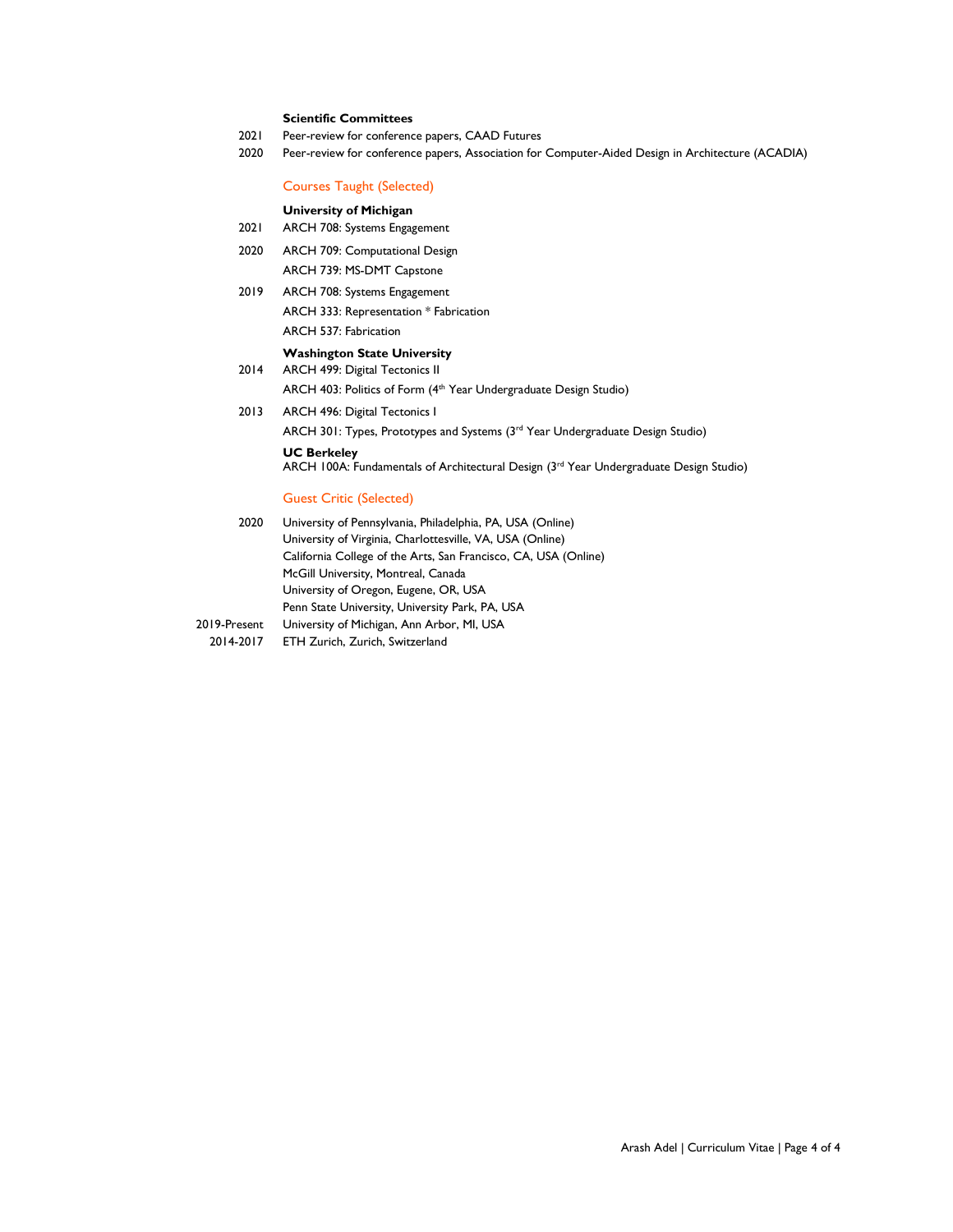**Scientific Committees**

2021 Peer-review for conference papers, CAAD Futures

2020 Peer-review for conference papers, Association for Computer-Aided Design in Architecture (ACADIA)

## Courses Taught (Selected)

**University of Michigan**

2021 ARCH 708: Systems Engagement

2020 ARCH 709: Computational Design

ARCH 739: MS-DMT Capstone

2019 ARCH 708: Systems Engagement

ARCH 333: Representation * Fabrication

ARCH 537: Fabrication

**Washington State University**

2014 ARCH 499: Digital Tectonics II

ARCH 403: Politics of Form (4th Year Undergraduate Design Studio)

2013 ARCH 496: Digital Tectonics I

ARCH 301: Types, Prototypes and Systems (3rd Year Undergraduate Design Studio)

**UC Berkeley**

ARCH 100A: Fundamentals of Architectural Design (3rd Year Undergraduate Design Studio)

## Guest Critic (Selected)

2020 University of Pennsylvania, Philadelphia, PA, USA (Online)
University of Virginia, Charlottesville, VA, USA (Online)
California College of the Arts, San Francisco, CA, USA (Online)
McGill University, Montreal, Canada
University of Oregon, Eugene, OR, USA
Penn State University, University Park, PA, USA

2019-Present University of Michigan, Ann Arbor, MI, USA

2014-2017 ETH Zurich, Zurich, Switzerland